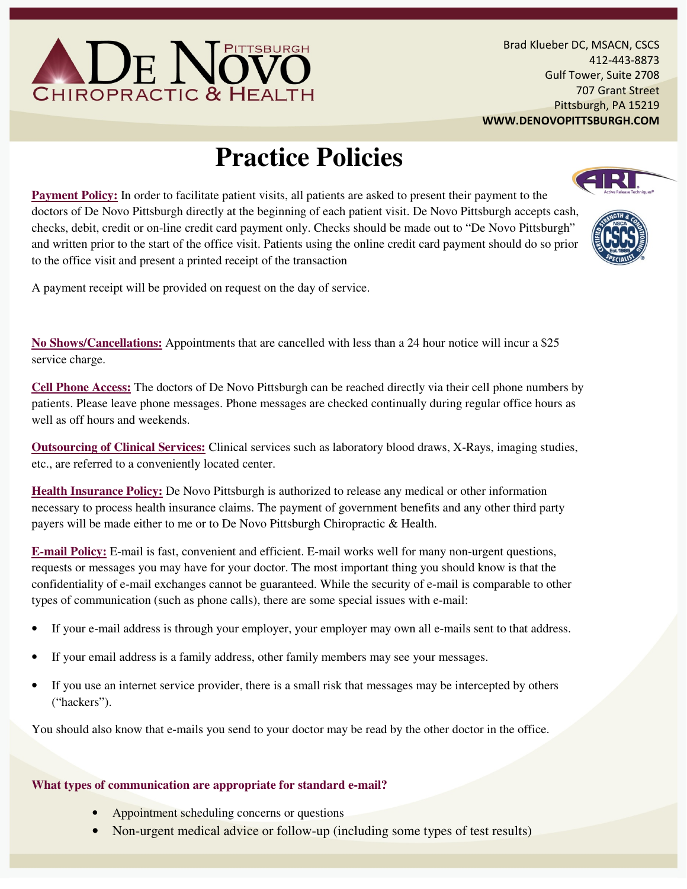# De Novo Pittsburgh Chiropractic & Health

Brad Klueber DC, MSACN, CSCS
412-443-8873
Gulf Tower, Suite 2708
707 Grant Street
Pittsburgh, PA 15219
**WWW.DENOVOPITTSBURGH.COM**

# Practice Policies

**Payment Policy:** In order to facilitate patient visits, all patients are asked to present their payment to the doctors of De Novo Pittsburgh directly at the beginning of each patient visit. De Novo Pittsburgh accepts cash, checks, debit, credit or on-line credit card payment only. Checks should be made out to "De Novo Pittsburgh" and written prior to the start of the office visit. Patients using the online credit card payment should do so prior to the office visit and present a printed receipt of the transaction

A payment receipt will be provided on request on the day of service.

**No Shows/Cancellations:** Appointments that are cancelled with less than a 24 hour notice will incur a $25 service charge.

**Cell Phone Access:** The doctors of De Novo Pittsburgh can be reached directly via their cell phone numbers by patients. Please leave phone messages. Phone messages are checked continually during regular office hours as well as off hours and weekends.

**Outsourcing of Clinical Services:** Clinical services such as laboratory blood draws, X-Rays, imaging studies, etc., are referred to a conveniently located center.

**Health Insurance Policy:** De Novo Pittsburgh is authorized to release any medical or other information necessary to process health insurance claims. The payment of government benefits and any other third party payers will be made either to me or to De Novo Pittsburgh Chiropractic & Health.

**E-mail Policy:** E-mail is fast, convenient and efficient. E-mail works well for many non-urgent questions, requests or messages you may have for your doctor. The most important thing you should know is that the confidentiality of e-mail exchanges cannot be guaranteed. While the security of e-mail is comparable to other types of communication (such as phone calls), there are some special issues with e-mail:

- If your e-mail address is through your employer, your employer may own all e-mails sent to that address.
- If your email address is a family address, other family members may see your messages.
- If you use an internet service provider, there is a small risk that messages may be intercepted by others ("hackers").

You should also know that e-mails you send to your doctor may be read by the other doctor in the office.

**What types of communication are appropriate for standard e-mail?**

- Appointment scheduling concerns or questions
- Non-urgent medical advice or follow-up (including some types of test results)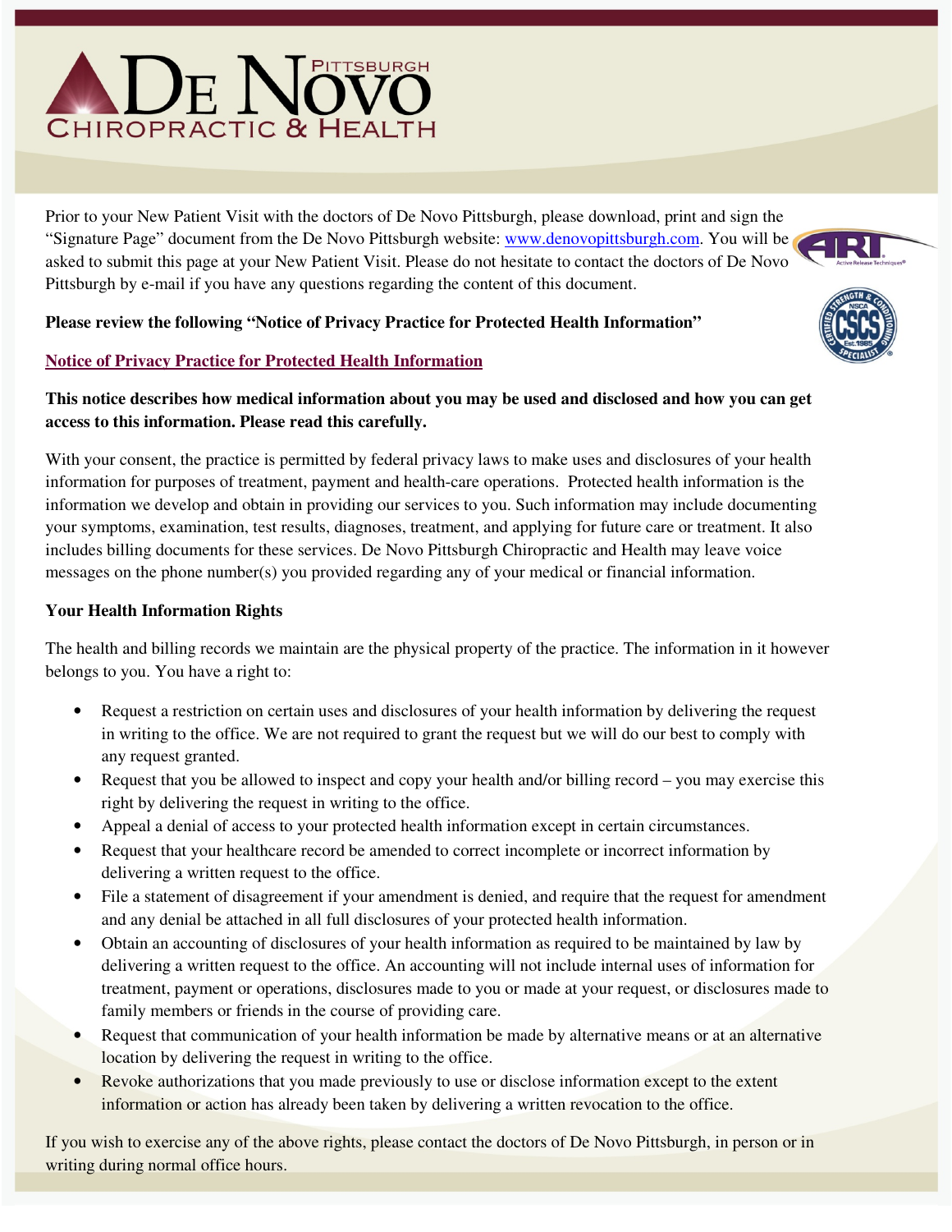# De Novo Pittsburgh Chiropractic & Health

Prior to your New Patient Visit with the doctors of De Novo Pittsburgh, please download, print and sign the "Signature Page" document from the De Novo Pittsburgh website: www.denovopittsburgh.com. You will be asked to submit this page at your New Patient Visit. Please do not hesitate to contact the doctors of De Novo Pittsburgh by e-mail if you have any questions regarding the content of this document.

**Please review the following "Notice of Privacy Practice for Protected Health Information"**

## Notice of Privacy Practice for Protected Health Information

**This notice describes how medical information about you may be used and disclosed and how you can get access to this information. Please read this carefully.**

With your consent, the practice is permitted by federal privacy laws to make uses and disclosures of your health information for purposes of treatment, payment and health-care operations. Protected health information is the information we develop and obtain in providing our services to you. Such information may include documenting your symptoms, examination, test results, diagnoses, treatment, and applying for future care or treatment. It also includes billing documents for these services. De Novo Pittsburgh Chiropractic and Health may leave voice messages on the phone number(s) you provided regarding any of your medical or financial information.

### Your Health Information Rights

The health and billing records we maintain are the physical property of the practice. The information in it however belongs to you. You have a right to:

- Request a restriction on certain uses and disclosures of your health information by delivering the request in writing to the office. We are not required to grant the request but we will do our best to comply with any request granted.
- Request that you be allowed to inspect and copy your health and/or billing record – you may exercise this right by delivering the request in writing to the office.
- Appeal a denial of access to your protected health information except in certain circumstances.
- Request that your healthcare record be amended to correct incomplete or incorrect information by delivering a written request to the office.
- File a statement of disagreement if your amendment is denied, and require that the request for amendment and any denial be attached in all full disclosures of your protected health information.
- Obtain an accounting of disclosures of your health information as required to be maintained by law by delivering a written request to the office. An accounting will not include internal uses of information for treatment, payment or operations, disclosures made to you or made at your request, or disclosures made to family members or friends in the course of providing care.
- Request that communication of your health information be made by alternative means or at an alternative location by delivering the request in writing to the office.
- Revoke authorizations that you made previously to use or disclose information except to the extent information or action has already been taken by delivering a written revocation to the office.

If you wish to exercise any of the above rights, please contact the doctors of De Novo Pittsburgh, in person or in writing during normal office hours.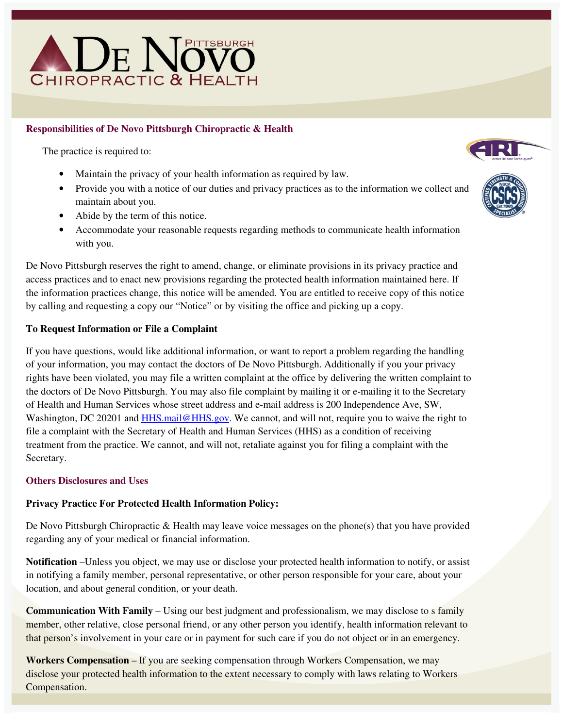#### Responsibilities of De Novo Pittsburgh Chiropractic & Health

The practice is required to:

- Maintain the privacy of your health information as required by law.
- Provide you with a notice of our duties and privacy practices as to the information we collect and maintain about you.
- Abide by the term of this notice.
- Accommodate your reasonable requests regarding methods to communicate health information with you.

De Novo Pittsburgh reserves the right to amend, change, or eliminate provisions in its privacy practice and access practices and to enact new provisions regarding the protected health information maintained here. If the information practices change, this notice will be amended. You are entitled to receive copy of this notice by calling and requesting a copy our "Notice" or by visiting the office and picking up a copy.

#### To Request Information or File a Complaint

If you have questions, would like additional information, or want to report a problem regarding the handling of your information, you may contact the doctors of De Novo Pittsburgh. Additionally if you your privacy rights have been violated, you may file a written complaint at the office by delivering the written complaint to the doctors of De Novo Pittsburgh. You may also file complaint by mailing it or e-mailing it to the Secretary of Health and Human Services whose street address and e-mail address is 200 Independence Ave, SW, Washington, DC 20201 and HHS.mail@HHS.gov. We cannot, and will not, require you to waive the right to file a complaint with the Secretary of Health and Human Services (HHS) as a condition of receiving treatment from the practice. We cannot, and will not, retaliate against you for filing a complaint with the Secretary.

#### Others Disclosures and Uses

**Privacy Practice For Protected Health Information Policy:**

De Novo Pittsburgh Chiropractic & Health may leave voice messages on the phone(s) that you have provided regarding any of your medical or financial information.

**Notification** –Unless you object, we may use or disclose your protected health information to notify, or assist in notifying a family member, personal representative, or other person responsible for your care, about your location, and about general condition, or your death.

**Communication With Family** – Using our best judgment and professionalism, we may disclose to s family member, other relative, close personal friend, or any other person you identify, health information relevant to that person's involvement in your care or in payment for such care if you do not object or in an emergency.

**Workers Compensation** – If you are seeking compensation through Workers Compensation, we may disclose your protected health information to the extent necessary to comply with laws relating to Workers Compensation.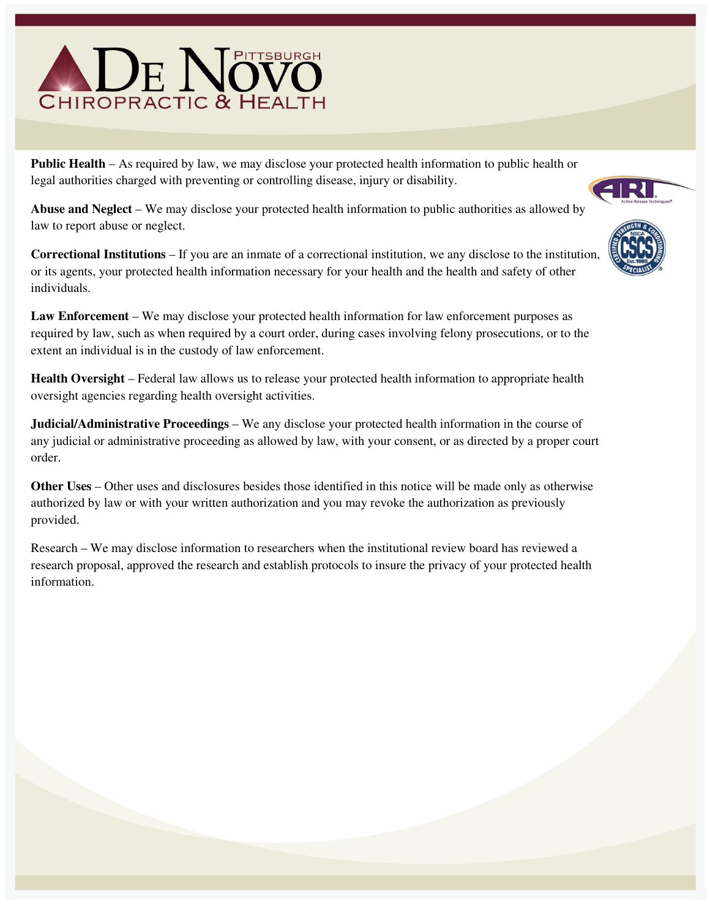**Public Health** – As required by law, we may disclose your protected health information to public health or legal authorities charged with preventing or controlling disease, injury or disability.

**Abuse and Neglect** – We may disclose your protected health information to public authorities as allowed by law to report abuse or neglect.

**Correctional Institutions** – If you are an inmate of a correctional institution, we any disclose to the institution, or its agents, your protected health information necessary for your health and the health and safety of other individuals.

**Law Enforcement** – We may disclose your protected health information for law enforcement purposes as required by law, such as when required by a court order, during cases involving felony prosecutions, or to the extent an individual is in the custody of law enforcement.

**Health Oversight** – Federal law allows us to release your protected health information to appropriate health oversight agencies regarding health oversight activities.

**Judicial/Administrative Proceedings** – We any disclose your protected health information in the course of any judicial or administrative proceeding as allowed by law, with your consent, or as directed by a proper court order.

**Other Uses** – Other uses and disclosures besides those identified in this notice will be made only as otherwise authorized by law or with your written authorization and you may revoke the authorization as previously provided.

Research – We may disclose information to researchers when the institutional review board has reviewed a research proposal, approved the research and establish protocols to insure the privacy of your protected health information.